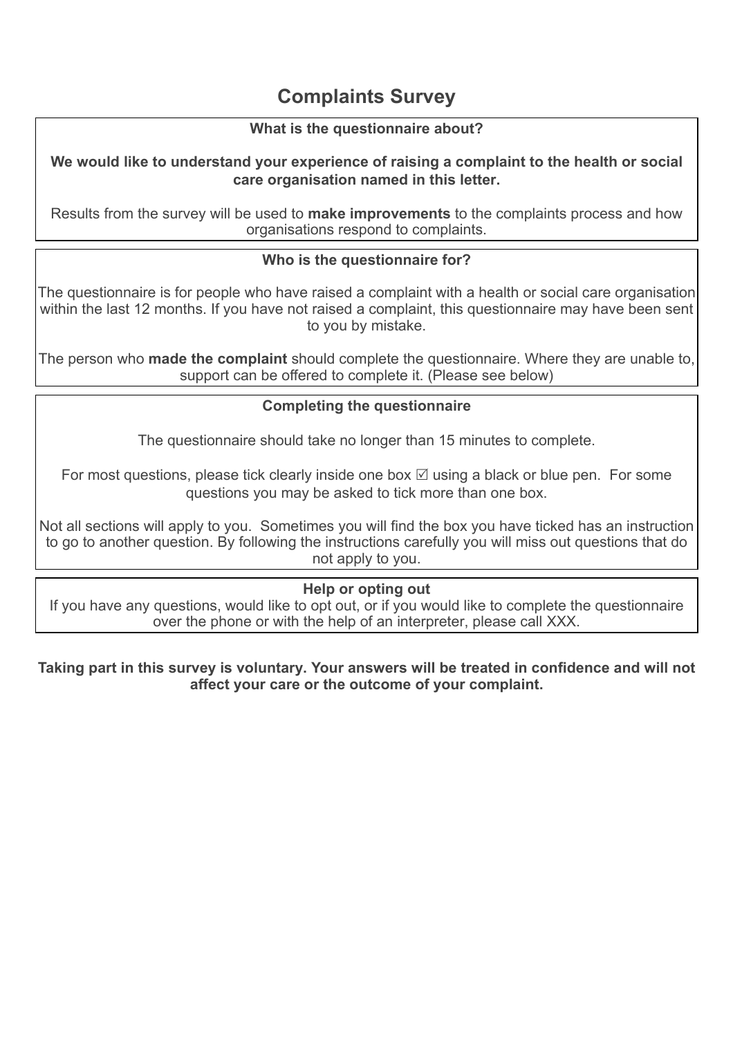# Complaints Survey

### What is the questionnaire about?

**We would like to understand your experience of raising a complaint to the health or social care organisation named in this letter.**

Results from the survey will be used to **make improvements** to the complaints process and how organisations respond to complaints.

### Who is the questionnaire for?

The questionnaire is for people who have raised a complaint with a health or social care organisation within the last 12 months. If you have not raised a complaint, this questionnaire may have been sent to you by mistake.

The person who **made the complaint** should complete the questionnaire. Where they are unable to, support can be offered to complete it. (Please see below)

### Completing the questionnaire

The questionnaire should take no longer than 15 minutes to complete.

For most questions, please tick clearly inside one box ☑ using a black or blue pen. For some questions you may be asked to tick more than one box.

Not all sections will apply to you. Sometimes you will find the box you have ticked has an instruction to go to another question. By following the instructions carefully you will miss out questions that do not apply to you.

### Help or opting out

If you have any questions, would like to opt out, or if you would like to complete the questionnaire over the phone or with the help of an interpreter, please call XXX.

**Taking part in this survey is voluntary. Your answers will be treated in confidence and will not affect your care or the outcome of your complaint.**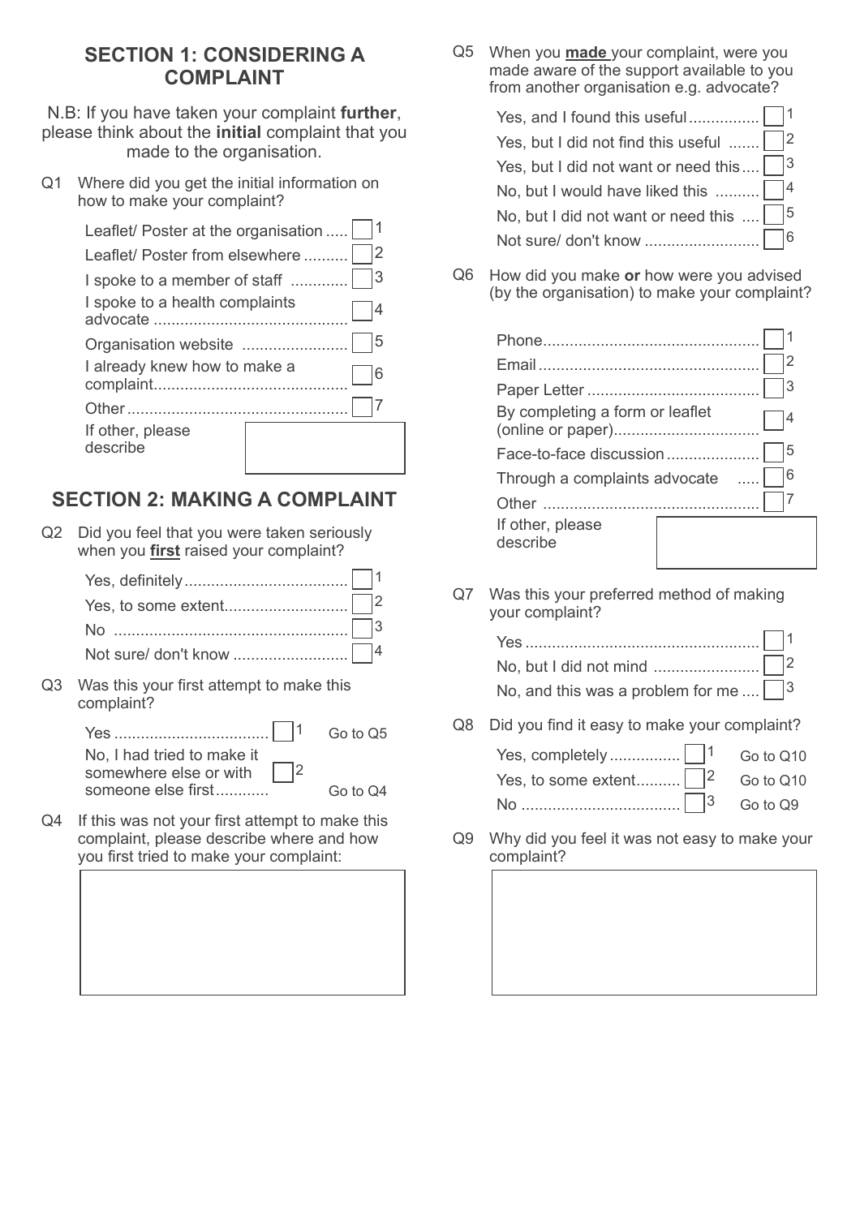## SECTION 1: CONSIDERING A COMPLAINT

N.B: If you have taken your complaint **further**, please think about the **initial** complaint that you made to the organisation.

Q1 Where did you get the initial information on how to make your complaint?

- Leaflet/ Poster at the organisation ..... ☐ 1
- Leaflet/ Poster from elsewhere .......... ☐ 2
- I spoke to a member of staff ............. ☐ 3
- I spoke to a health complaints advocate ........................................... ☐ 4
- Organisation website ........................ ☐ 5
- I already knew how to make a complaint........................................... ☐ 6
- Other ................................................. ☐ 7
- If other, please describe ______

## SECTION 2: MAKING A COMPLAINT

Q2 Did you feel that you were taken seriously when you **first** raised your complaint?

- Yes, definitely .................................... ☐ 1
- Yes, to some extent............................ ☐ 2
- No ..................................................... ☐ 3
- Not sure/ don't know .......................... ☐ 4

Q3 Was this your first attempt to make this complaint?

- Yes .................................. ☐ 1 Go to Q5
- No, I had tried to make it somewhere else or with someone else first............ ☐ 2 Go to Q4

Q4 If this was not your first attempt to make this complaint, please describe where and how you first tried to make your complaint:

______

Q5 When you **made** your complaint, were you made aware of the support available to you from another organisation e.g. advocate?

- Yes, and I found this useful................ ☐ 1
- Yes, but I did not find this useful ....... ☐ 2
- Yes, but I did not want or need this.... ☐ 3
- No, but I would have liked this .......... ☐ 4
- No, but I did not want or need this .... ☐ 5
- Not sure/ don't know .......................... ☐ 6

Q6 How did you make **or** how were you advised (by the organisation) to make your complaint?

- Phone................................................. ☐ 1
- Email .................................................. ☐ 2
- Paper Letter ....................................... ☐ 3
- By completing a form or leaflet (online or paper)................................. ☐ 4
- Face-to-face discussion ..................... ☐ 5
- Through a complaints advocate ..... ☐ 6
- Other ................................................. ☐ 7
- If other, please describe ______

Q7 Was this your preferred method of making your complaint?

- Yes .................................................... ☐ 1
- No, but I did not mind ........................ ☐ 2
- No, and this was a problem for me .... ☐ 3

Q8 Did you find it easy to make your complaint?

- Yes, completely ................ ☐ 1 Go to Q10
- Yes, to some extent.......... ☐ 2 Go to Q10
- No .................................... ☐ 3 Go to Q9

Q9 Why did you feel it was not easy to make your complaint?

______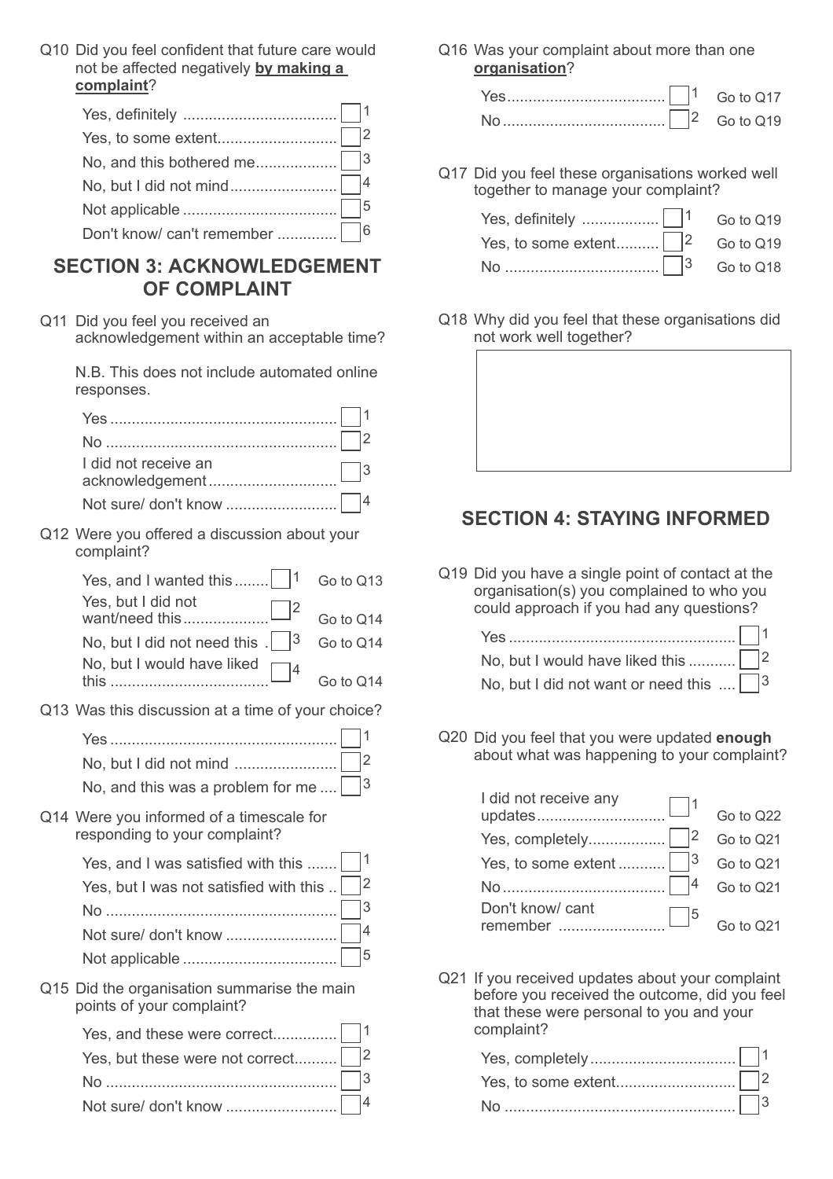Q10 Did you feel confident that future care would not be affected negatively **by making a complaint**?

- Yes, definitely ☐ 1
- Yes, to some extent ☐ 2
- No, and this bothered me ☐ 3
- No, but I did not mind ☐ 4
- Not applicable ☐ 5
- Don't know/ can't remember ☐ 6

## SECTION 3: ACKNOWLEDGEMENT OF COMPLAINT

Q11 Did you feel you received an acknowledgement within an acceptable time?

N.B. This does not include automated online responses.

- Yes ☐ 1
- No ☐ 2
- I did not receive an acknowledgement ☐ 3
- Not sure/ don't know ☐ 4

Q12 Were you offered a discussion about your complaint?

- Yes, and I wanted this ☐ 1 Go to Q13
- Yes, but I did not want/need this ☐ 2 Go to Q14
- No, but I did not need this ☐ 3 Go to Q14
- No, but I would have liked this ☐ 4 Go to Q14

Q13 Was this discussion at a time of your choice?

- Yes ☐ 1
- No, but I did not mind ☐ 2
- No, and this was a problem for me ☐ 3

Q14 Were you informed of a timescale for responding to your complaint?

- Yes, and I was satisfied with this ☐ 1
- Yes, but I was not satisfied with this ☐ 2
- No ☐ 3
- Not sure/ don't know ☐ 4
- Not applicable ☐ 5

Q15 Did the organisation summarise the main points of your complaint?

- Yes, and these were correct ☐ 1
- Yes, but these were not correct ☐ 2
- No ☐ 3
- Not sure/ don't know ☐ 4

Q16 Was your complaint about more than one **organisation**?

- Yes ☐ 1 Go to Q17
- No ☐ 2 Go to Q19

Q17 Did you feel these organisations worked well together to manage your complaint?

- Yes, definitely ☐ 1 Go to Q19
- Yes, to some extent ☐ 2 Go to Q19
- No ☐ 3 Go to Q18

Q18 Why did you feel that these organisations did not work well together?

## SECTION 4: STAYING INFORMED

Q19 Did you have a single point of contact at the organisation(s) you complained to who you could approach if you had any questions?

- Yes ☐ 1
- No, but I would have liked this ☐ 2
- No, but I did not want or need this ☐ 3

Q20 Did you feel that you were updated **enough** about what was happening to your complaint?

- I did not receive any updates ☐ 1 Go to Q22
- Yes, completely ☐ 2 Go to Q21
- Yes, to some extent ☐ 3 Go to Q21
- No ☐ 4 Go to Q21
- Don't know/ cant remember ☐ 5 Go to Q21

Q21 If you received updates about your complaint before you received the outcome, did you feel that these were personal to you and your complaint?

- Yes, completely ☐ 1
- Yes, to some extent ☐ 2
- No ☐ 3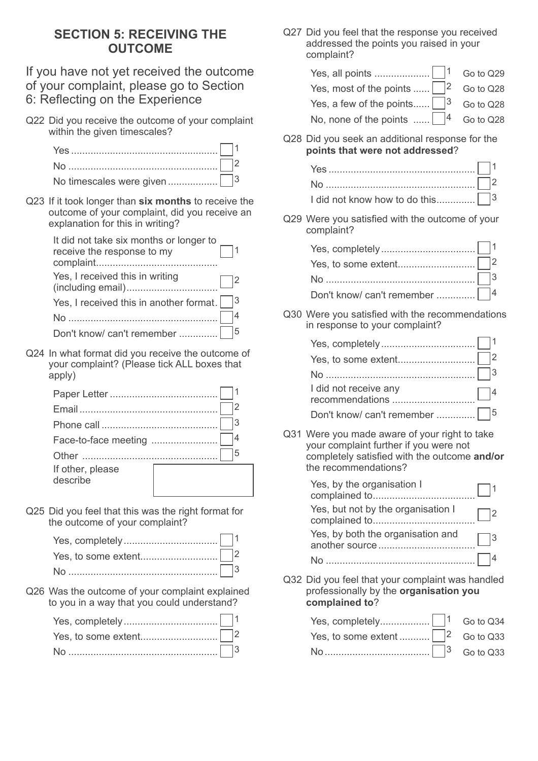## SECTION 5: RECEIVING THE OUTCOME

If you have not yet received the outcome of your complaint, please go to Section 6: Reflecting on the Experience

Q22 Did you receive the outcome of your complaint within the given timescales?

- Yes ☐ 1
- No ☐ 2
- No timescales were given ☐ 3

Q23 If it took longer than **six months** to receive the outcome of your complaint, did you receive an explanation for this in writing?

- It did not take six months or longer to receive the response to my complaint ☐ 1
- Yes, I received this in writing (including email) ☐ 2
- Yes, I received this in another format ☐ 3
- No ☐ 4
- Don't know/ can't remember ☐ 5

Q24 In what format did you receive the outcome of your complaint? (Please tick ALL boxes that apply)

- Paper Letter ☐ 1
- Email ☐ 2
- Phone call ☐ 3
- Face-to-face meeting ☐ 4
- Other ☐ 5
- If other, please describe ☐

Q25 Did you feel that this was the right format for the outcome of your complaint?

- Yes, completely ☐ 1
- Yes, to some extent ☐ 2
- No ☐ 3

Q26 Was the outcome of your complaint explained to you in a way that you could understand?

- Yes, completely ☐ 1
- Yes, to some extent ☐ 2
- No ☐ 3

Q27 Did you feel that the response you received addressed the points you raised in your complaint?

- Yes, all points ☐ 1 Go to Q29
- Yes, most of the points ☐ 2 Go to Q28
- Yes, a few of the points ☐ 3 Go to Q28
- No, none of the points ☐ 4 Go to Q28

Q28 Did you seek an additional response for the **points that were not addressed**?

- Yes ☐ 1
- No ☐ 2
- I did not know how to do this ☐ 3

Q29 Were you satisfied with the outcome of your complaint?

- Yes, completely ☐ 1
- Yes, to some extent ☐ 2
- No ☐ 3
- Don't know/ can't remember ☐ 4

Q30 Were you satisfied with the recommendations in response to your complaint?

- Yes, completely ☐ 1
- Yes, to some extent ☐ 2
- No ☐ 3
- I did not receive any recommendations ☐ 4
- Don't know/ can't remember ☐ 5

Q31 Were you made aware of your right to take your complaint further if you were not completely satisfied with the outcome **and/or** the recommendations?

- Yes, by the organisation I complained to ☐ 1
- Yes, but not by the organisation I complained to ☐ 2
- Yes, by both the organisation and another source ☐ 3
- No ☐ 4

Q32 Did you feel that your complaint was handled professionally by the **organisation you complained to**?

- Yes, completely ☐ 1 Go to Q34
- Yes, to some extent ☐ 2 Go to Q33
- No ☐ 3 Go to Q33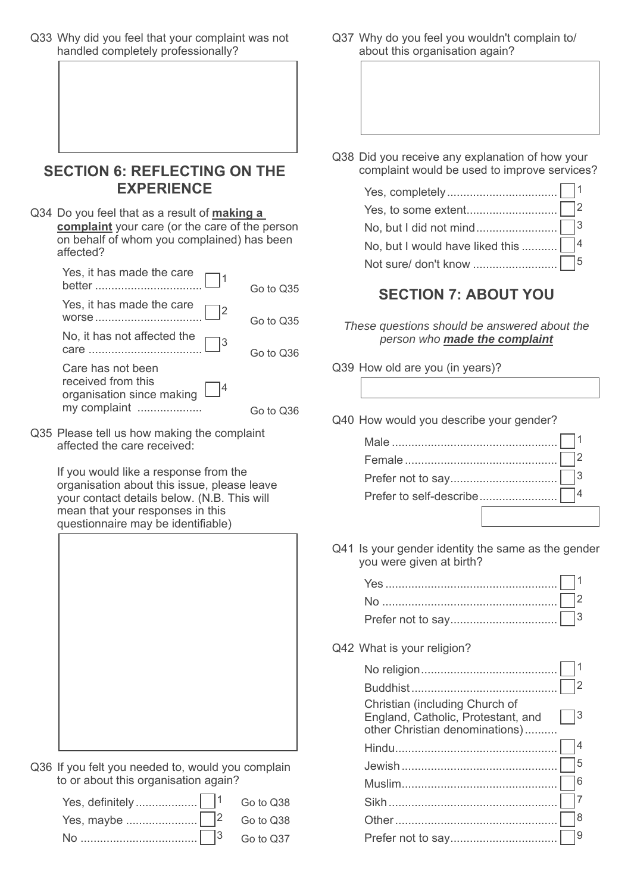Q33 Why did you feel that your complaint was not handled completely professionally?

## SECTION 6: REFLECTING ON THE EXPERIENCE

Q34 Do you feel that as a result of **making a complaint** your care (or the care of the person on behalf of whom you complained) has been affected?

- Yes, it has made the care better ☐ 1 — Go to Q35
- Yes, it has made the care worse ☐ 2 — Go to Q35
- No, it has not affected the care ☐ 3 — Go to Q36
- Care has not been received from this organisation since making my complaint ☐ 4 — Go to Q36

Q35 Please tell us how making the complaint affected the care received:

If you would like a response from the organisation about this issue, please leave your contact details below. (N.B. This will mean that your responses in this questionnaire may be identifiable)

Q36 If you felt you needed to, would you complain to or about this organisation again?

- Yes, definitely ☐ 1 — Go to Q38
- Yes, maybe ☐ 2 — Go to Q38
- No ☐ 3 — Go to Q37

Q37 Why do you feel you wouldn't complain to/ about this organisation again?

Q38 Did you receive any explanation of how your complaint would be used to improve services?

- Yes, completely ☐ 1
- Yes, to some extent ☐ 2
- No, but I did not mind ☐ 3
- No, but I would have liked this ☐ 4
- Not sure/ don't know ☐ 5

## SECTION 7: ABOUT YOU

*These questions should be answered about the person who **made the complaint***

Q39 How old are you (in years)?

Q40 How would you describe your gender?

- Male ☐ 1
- Female ☐ 2
- Prefer not to say ☐ 3
- Prefer to self-describe ☐ 4

Q41 Is your gender identity the same as the gender you were given at birth?

- Yes ☐ 1
- No ☐ 2
- Prefer not to say ☐ 3

Q42 What is your religion?

- No religion ☐ 1
- Buddhist ☐ 2
- Christian (including Church of England, Catholic, Protestant, and other Christian denominations) ☐ 3
- Hindu ☐ 4
- Jewish ☐ 5
- Muslim ☐ 6
- Sikh ☐ 7
- Other ☐ 8
- Prefer not to say ☐ 9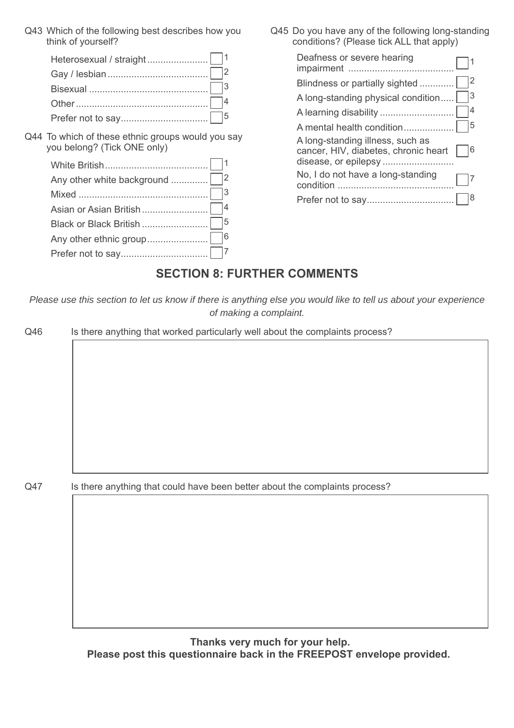Q43 Which of the following best describes how you think of yourself?

- Heterosexual / straight ☐ 1
- Gay / lesbian ☐ 2
- Bisexual ☐ 3
- Other ☐ 4
- Prefer not to say ☐ 5

Q44 To which of these ethnic groups would you say you belong? (Tick ONE only)

- White British ☐ 1
- Any other white background ☐ 2
- Mixed ☐ 3
- Asian or Asian British ☐ 4
- Black or Black British ☐ 5
- Any other ethnic group ☐ 6
- Prefer not to say ☐ 7

Q45 Do you have any of the following long-standing conditions? (Please tick ALL that apply)

- Deafness or severe hearing impairment ☐ 1
- Blindness or partially sighted ☐ 2
- A long-standing physical condition ☐ 3
- A learning disability ☐ 4
- A mental health condition ☐ 5
- A long-standing illness, such as cancer, HIV, diabetes, chronic heart disease, or epilepsy ☐ 6
- No, I do not have a long-standing condition ☐ 7
- Prefer not to say ☐ 8

## SECTION 8: FURTHER COMMENTS

*Please use this section to let us know if there is anything else you would like to tell us about your experience of making a complaint.*

Q46 Is there anything that worked particularly well about the complaints process?

Q47 Is there anything that could have been better about the complaints process?

**Thanks very much for your help.**
**Please post this questionnaire back in the FREEPOST envelope provided.**